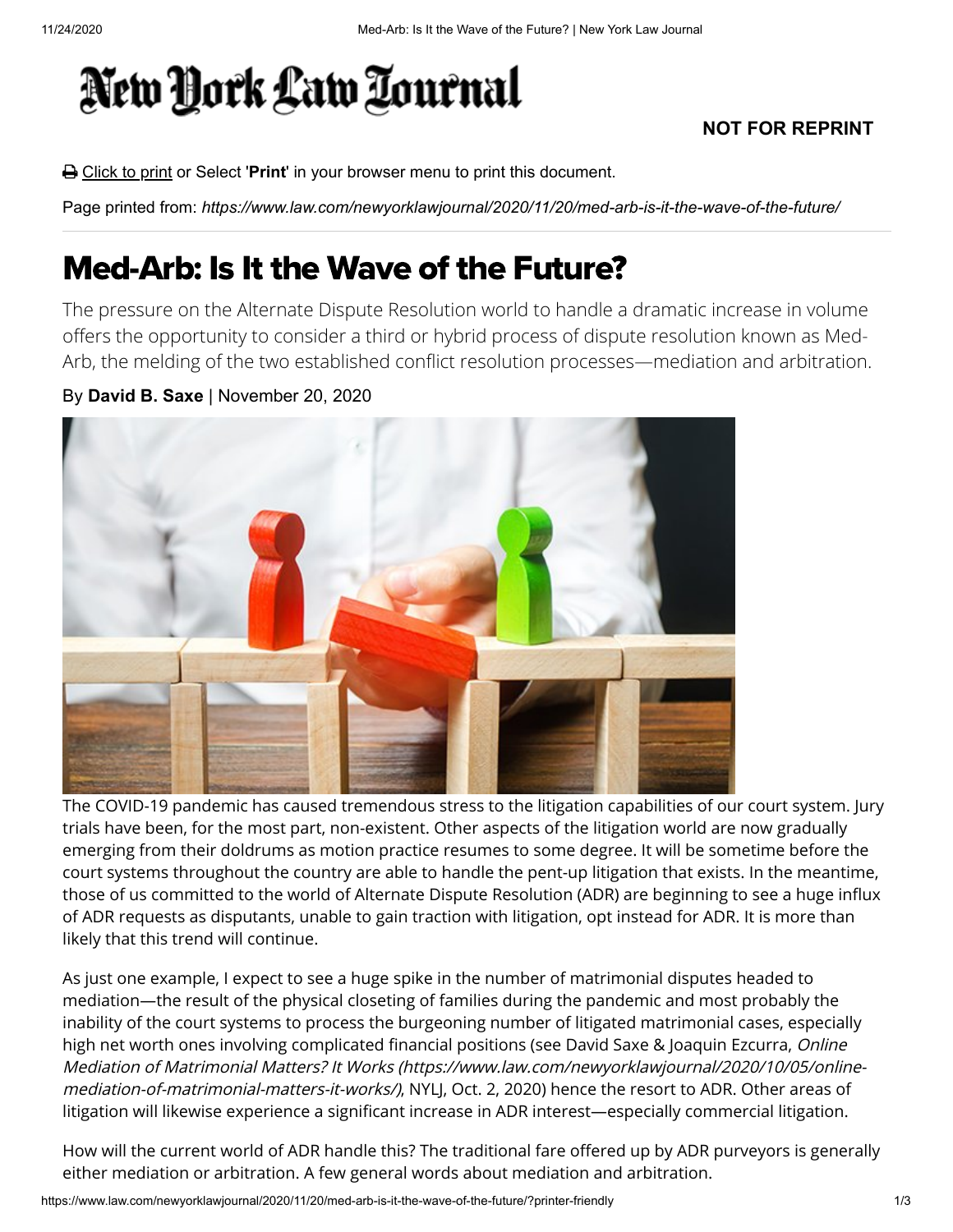# Med-Arb: Is It the Wave of the Future?

The pressure on the Alternate Dispute Resolution world to handle a dramatic increase in volume offers the opportunity to consider a third or hybrid process of dispute resolution known as Med-Arb, the melding of the two established conflict resolution processes—mediation and arbitration.

By **David B. Saxe** | November 20, 2020

The COVID-19 pandemic has caused tremendous stress to the litigation capabilities of our court system. Jury trials have been, for the most part, non-existent. Other aspects of the litigation world are now gradually emerging from their doldrums as motion practice resumes to some degree. It will be sometime before the court systems throughout the country are able to handle the pent-up litigation that exists. In the meantime, those of us committed to the world of Alternate Dispute Resolution (ADR) are beginning to see a huge influx of ADR requests as disputants, unable to gain traction with litigation, opt instead for ADR. It is more than likely that this trend will continue.

As just one example, I expect to see a huge spike in the number of matrimonial disputes headed to mediation—the result of the physical closeting of families during the pandemic and most probably the inability of the court systems to process the burgeoning number of litigated matrimonial cases, especially high net worth ones involving complicated financial positions (see David Saxe & Joaquin Ezcurra, *Online Mediation of Matrimonial Matters? It Works (https://www.law.com/newyorklawjournal/2020/10/05/online-mediation-of-matrimonial-matters-it-works/)*, NYLJ, Oct. 2, 2020) hence the resort to ADR. Other areas of litigation will likewise experience a significant increase in ADR interest—especially commercial litigation.

How will the current world of ADR handle this? The traditional fare offered up by ADR purveyors is generally either mediation or arbitration. A few general words about mediation and arbitration.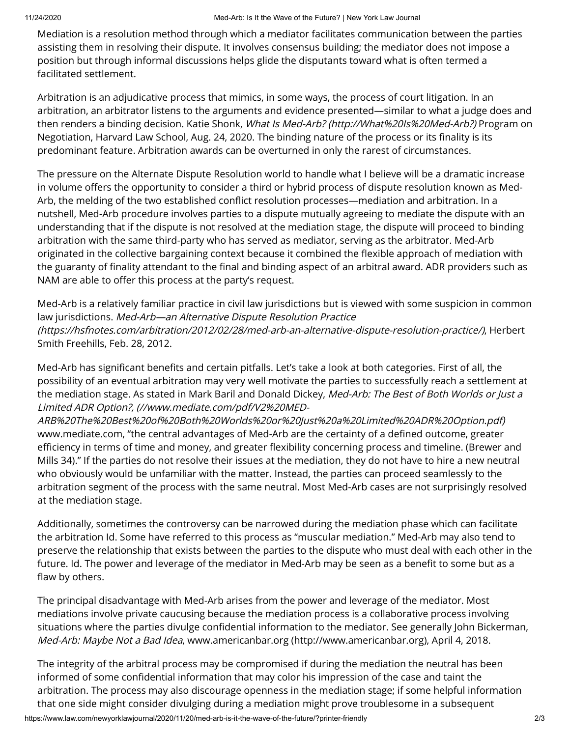Mediation is a resolution method through which a mediator facilitates communication between the parties assisting them in resolving their dispute. It involves consensus building; the mediator does not impose a position but through informal discussions helps glide the disputants toward what is often termed a facilitated settlement.

Arbitration is an adjudicative process that mimics, in some ways, the process of court litigation. In an arbitration, an arbitrator listens to the arguments and evidence presented—similar to what a judge does and then renders a binding decision. Katie Shonk, *What Is Med-Arb? (http://What%20Is%20Med-Arb?)* Program on Negotiation, Harvard Law School, Aug. 24, 2020. The binding nature of the process or its finality is its predominant feature. Arbitration awards can be overturned in only the rarest of circumstances.

The pressure on the Alternate Dispute Resolution world to handle what I believe will be a dramatic increase in volume offers the opportunity to consider a third or hybrid process of dispute resolution known as Med-Arb, the melding of the two established conflict resolution processes—mediation and arbitration. In a nutshell, Med-Arb procedure involves parties to a dispute mutually agreeing to mediate the dispute with an understanding that if the dispute is not resolved at the mediation stage, the dispute will proceed to binding arbitration with the same third-party who has served as mediator, serving as the arbitrator. Med-Arb originated in the collective bargaining context because it combined the flexible approach of mediation with the guaranty of finality attendant to the final and binding aspect of an arbitral award. ADR providers such as NAM are able to offer this process at the party's request.

Med-Arb is a relatively familiar practice in civil law jurisdictions but is viewed with some suspicion in common law jurisdictions. *Med-Arb—an Alternative Dispute Resolution Practice (https://hsfnotes.com/arbitration/2012/02/28/med-arb-an-alternative-dispute-resolution-practice/)*, Herbert Smith Freehills, Feb. 28, 2012.

Med-Arb has significant benefits and certain pitfalls. Let's take a look at both categories. First of all, the possibility of an eventual arbitration may very well motivate the parties to successfully reach a settlement at the mediation stage. As stated in Mark Baril and Donald Dickey, *Med-Arb: The Best of Both Worlds or Just a Limited ADR Option?, (//www.mediate.com/pdf/V2%20MED-ARB%20The%20Best%20of%20Both%20Worlds%20or%20Just%20a%20Limited%20ADR%20Option.pdf)* www.mediate.com, "the central advantages of Med-Arb are the certainty of a defined outcome, greater efficiency in terms of time and money, and greater flexibility concerning process and timeline. (Brewer and Mills 34)." If the parties do not resolve their issues at the mediation, they do not have to hire a new neutral who obviously would be unfamiliar with the matter. Instead, the parties can proceed seamlessly to the arbitration segment of the process with the same neutral. Most Med-Arb cases are not surprisingly resolved at the mediation stage.

Additionally, sometimes the controversy can be narrowed during the mediation phase which can facilitate the arbitration Id. Some have referred to this process as "muscular mediation." Med-Arb may also tend to preserve the relationship that exists between the parties to the dispute who must deal with each other in the future. Id. The power and leverage of the mediator in Med-Arb may be seen as a benefit to some but as a flaw by others.

The principal disadvantage with Med-Arb arises from the power and leverage of the mediator. Most mediations involve private caucusing because the mediation process is a collaborative process involving situations where the parties divulge confidential information to the mediator. See generally John Bickerman, *Med-Arb: Maybe Not a Bad Idea*, www.americanbar.org (http://www.americanbar.org), April 4, 2018.

The integrity of the arbitral process may be compromised if during the mediation the neutral has been informed of some confidential information that may color his impression of the case and taint the arbitration. The process may also discourage openness in the mediation stage; if some helpful information that one side might consider divulging during a mediation might prove troublesome in a subsequent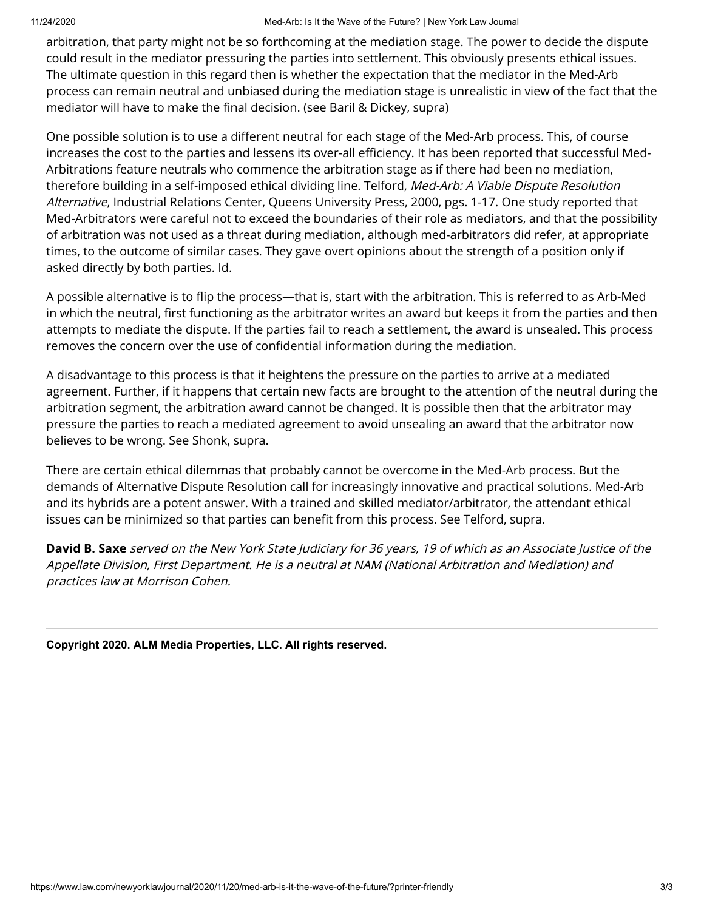arbitration, that party might not be so forthcoming at the mediation stage. The power to decide the dispute could result in the mediator pressuring the parties into settlement. This obviously presents ethical issues. The ultimate question in this regard then is whether the expectation that the mediator in the Med-Arb process can remain neutral and unbiased during the mediation stage is unrealistic in view of the fact that the mediator will have to make the final decision. (see Baril & Dickey, supra)

One possible solution is to use a different neutral for each stage of the Med-Arb process. This, of course increases the cost to the parties and lessens its over-all efficiency. It has been reported that successful Med-Arbitrations feature neutrals who commence the arbitration stage as if there had been no mediation, therefore building in a self-imposed ethical dividing line. Telford, *Med-Arb: A Viable Dispute Resolution Alternative*, Industrial Relations Center, Queens University Press, 2000, pgs. 1-17. One study reported that Med-Arbitrators were careful not to exceed the boundaries of their role as mediators, and that the possibility of arbitration was not used as a threat during mediation, although med-arbitrators did refer, at appropriate times, to the outcome of similar cases. They gave overt opinions about the strength of a position only if asked directly by both parties. Id.

A possible alternative is to flip the process—that is, start with the arbitration. This is referred to as Arb-Med in which the neutral, first functioning as the arbitrator writes an award but keeps it from the parties and then attempts to mediate the dispute. If the parties fail to reach a settlement, the award is unsealed. This process removes the concern over the use of confidential information during the mediation.

A disadvantage to this process is that it heightens the pressure on the parties to arrive at a mediated agreement. Further, if it happens that certain new facts are brought to the attention of the neutral during the arbitration segment, the arbitration award cannot be changed. It is possible then that the arbitrator may pressure the parties to reach a mediated agreement to avoid unsealing an award that the arbitrator now believes to be wrong. See Shonk, supra.

There are certain ethical dilemmas that probably cannot be overcome in the Med-Arb process. But the demands of Alternative Dispute Resolution call for increasingly innovative and practical solutions. Med-Arb and its hybrids are a potent answer. With a trained and skilled mediator/arbitrator, the attendant ethical issues can be minimized so that parties can benefit from this process. See Telford, supra.

**David B. Saxe** *served on the New York State Judiciary for 36 years, 19 of which as an Associate Justice of the Appellate Division, First Department. He is a neutral at NAM (National Arbitration and Mediation) and practices law at Morrison Cohen.*

---

**Copyright 2020. ALM Media Properties, LLC. All rights reserved.**